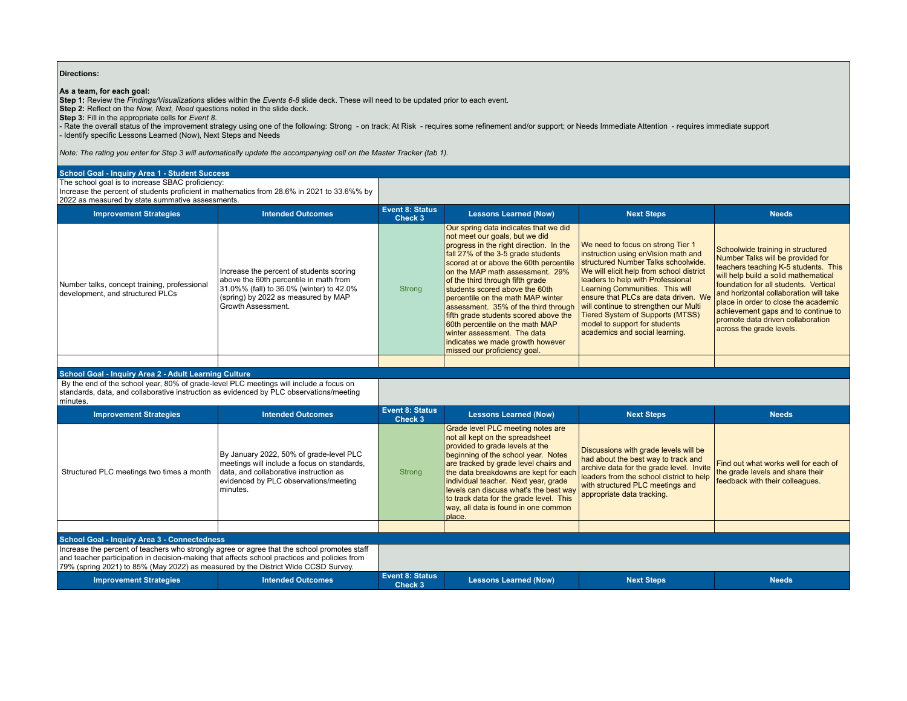**Directions:**

**As a team, for each goal:**
**Step 1:** Review the *Findings/Visualizations* slides within the *Events 6-8* slide deck. These will need to be updated prior to each event.
**Step 2:** Reflect on the *Now, Next, Need* questions noted in the slide deck.
**Step 3:** Fill in the appropriate cells for *Event 8*.
- Rate the overall status of the improvement strategy using one of the following: Strong - on track; At Risk - requires some refinement and/or support; or Needs Immediate Attention - requires immediate support
- Identify specific Lessons Learned (Now), Next Steps and Needs

*Note: The rating you enter for Step 3 will automatically update the accompanying cell on the Master Tracker (tab 1).*

## School Goal - Inquiry Area 1 - Student Success

The school goal is to increase SBAC proficiency:
Increase the percent of students proficient in mathematics from 28.6% in 2021 to 33.6%% by 2022 as measured by state summative assessments.

| Improvement Strategies | Intended Outcomes | Event 8: Status Check 3 | Lessons Learned (Now) | Next Steps | Needs |
|---|---|---|---|---|---|
| Number talks, concept training, professional development, and structured PLCs | Increase the percent of students scoring above the 60th percentile in math from 31.0%% (fall) to 36.0% (winter) to 42.0% (spring) by 2022 as measured by MAP Growth Assessment. | Strong | Our spring data indicates that we did not meet our goals, but we did progress in the right direction. In the fall 27% of the 3-5 grade students scored at or above the 60th percentile on the MAP math assessment. 29% of the third through fifth grade students scored above the 60th percentile on the math MAP winter assessment. 35% of the third through fifth grade students scored above the 60th percentile on the math MAP winter assessment. The data indicates we made growth however missed our proficiency goal. | We need to focus on strong Tier 1 instruction using enVision math and structured Number Talks schoolwide. We will elicit help from school district leaders to help with Professional Learning Communities. This will ensure that PLCs are data driven. We will continue to strengthen our Multi Tiered System of Supports (MTSS) model to support for students academics and social learning. | Schoolwide training in structured Number Talks will be provided for teachers teaching K-5 students. This will help build a solid mathematical foundation for all students. Vertical and horizontal collaboration will take place in order to close the academic achievement gaps and to continue to promote data driven collaboration across the grade levels. |
| | | | | | |

## School Goal - Inquiry Area 2 - Adult Learning Culture

By the end of the school year, 80% of grade-level PLC meetings will include a focus on standards, data, and collaborative instruction as evidenced by PLC observations/meeting minutes.

| Improvement Strategies | Intended Outcomes | Event 8: Status Check 3 | Lessons Learned (Now) | Next Steps | Needs |
|---|---|---|---|---|---|
| Structured PLC meetings two times a month | By January 2022, 50% of grade-level PLC meetings will include a focus on standards, data, and collaborative instruction as evidenced by PLC observations/meeting minutes. | Strong | Grade level PLC meeting notes are not all kept on the spreadsheet provided to grade levels at the beginning of the school year. Notes are tracked by grade level chairs and the data breakdowns are kept for each individual teacher. Next year, grade levels can discuss what's the best way to track data for the grade level. This way, all data is found in one common place. | Discussions with grade levels will be had about the best way to track and archive data for the grade level. Invite leaders from the school district to help with structured PLC meetings and appropriate data tracking. | Find out what works well for each of the grade levels and share their feedback with their colleagues. |
| | | | | | |

## School Goal - Inquiry Area 3 - Connectedness

Increase the percent of teachers who strongly agree or agree that the school promotes staff and teacher participation in decision-making that affects school practices and policies from 79% (spring 2021) to 85% (May 2022) as measured by the District Wide CCSD Survey.

| Improvement Strategies | Intended Outcomes | Event 8: Status Check 3 | Lessons Learned (Now) | Next Steps | Needs |
|---|---|---|---|---|---|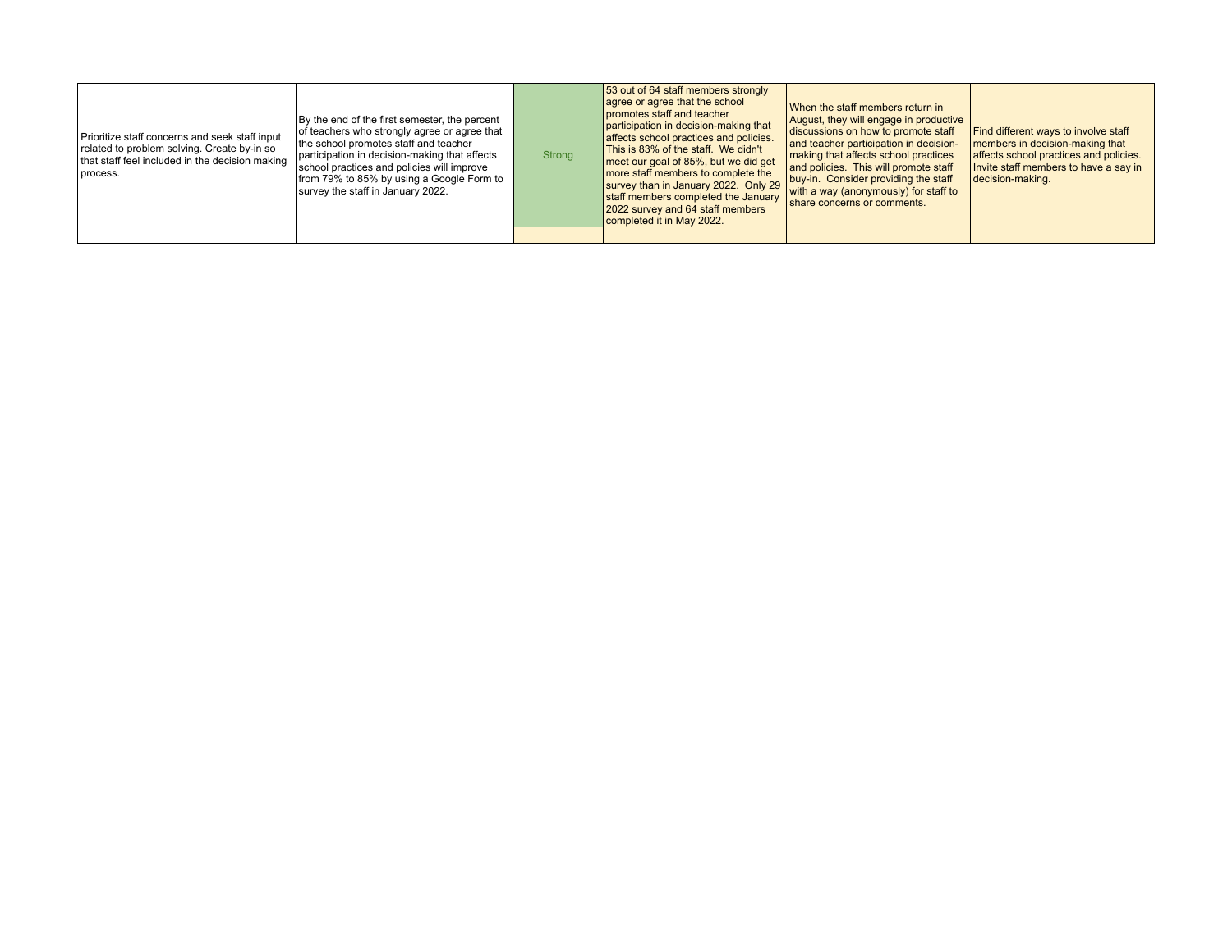| | | | | | |
|---|---|---|---|---|---|
| Prioritize staff concerns and seek staff input related to problem solving. Create by-in so that staff feel included in the decision making process. | By the end of the first semester, the percent of teachers who strongly agree or agree that the school promotes staff and teacher participation in decision-making that affects school practices and policies will improve from 79% to 85% by using a Google Form to survey the staff in January 2022. | Strong | 53 out of 64 staff members strongly agree or agree that the school promotes staff and teacher participation in decision-making that affects school practices and policies. This is 83% of the staff. We didn't meet our goal of 85%, but we did get more staff members to complete the survey than in January 2022. Only 29 staff members completed the January 2022 survey and 64 staff members completed it in May 2022. | When the staff members return in August, they will engage in productive discussions on how to promote staff and teacher participation in decision-making that affects school practices and policies. This will promote staff buy-in. Consider providing the staff with a way (anonymously) for staff to share concerns or comments. | Find different ways to involve staff members in decision-making that affects school practices and policies. Invite staff members to have a say in decision-making. |
| | | | | | |